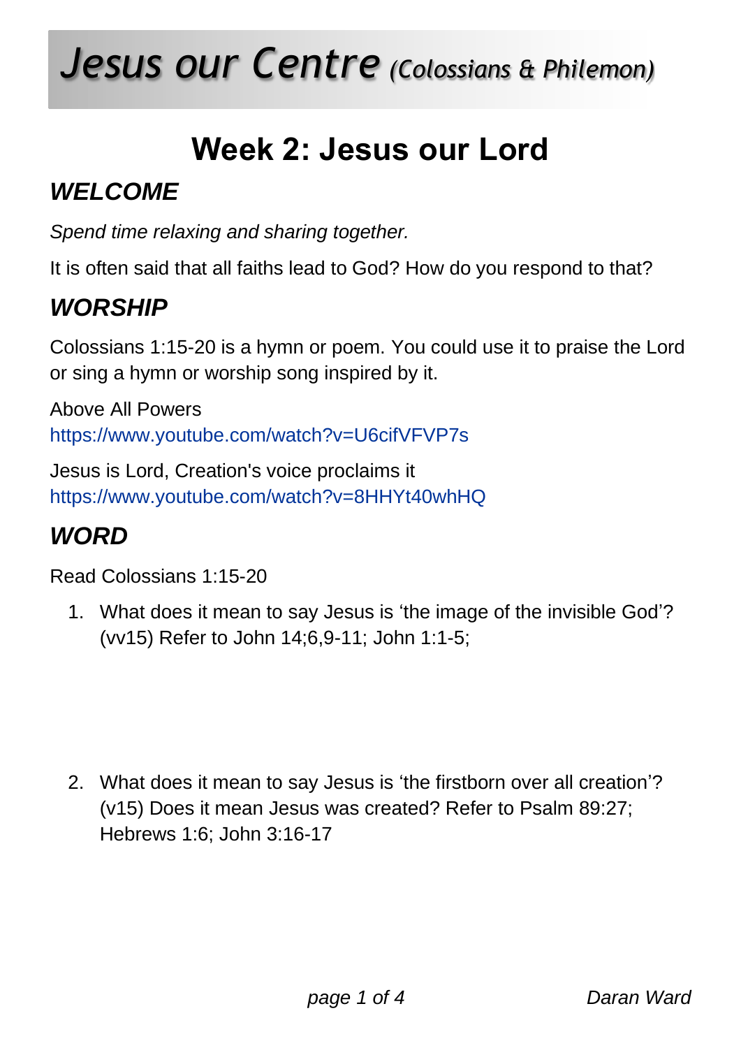# *Jesus our Centre* *(Colossians & Philemon)*

## Week 2: Jesus our Lord

### *WELCOME*

*Spend time relaxing and sharing together.*

It is often said that all faiths lead to God? How do you respond to that?

### *WORSHIP*

Colossians 1:15-20 is a hymn or poem. You could use it to praise the Lord or sing a hymn or worship song inspired by it.

Above All Powers
https://www.youtube.com/watch?v=U6cifVFVP7s

Jesus is Lord, Creation's voice proclaims it
https://www.youtube.com/watch?v=8HHYt40whHQ

### *WORD*

Read Colossians 1:15-20

1. What does it mean to say Jesus is 'the image of the invisible God'? (vv15) Refer to John 14;6,9-11; John 1:1-5;

2. What does it mean to say Jesus is 'the firstborn over all creation'? (v15) Does it mean Jesus was created? Refer to Psalm 89:27; Hebrews 1:6; John 3:16-17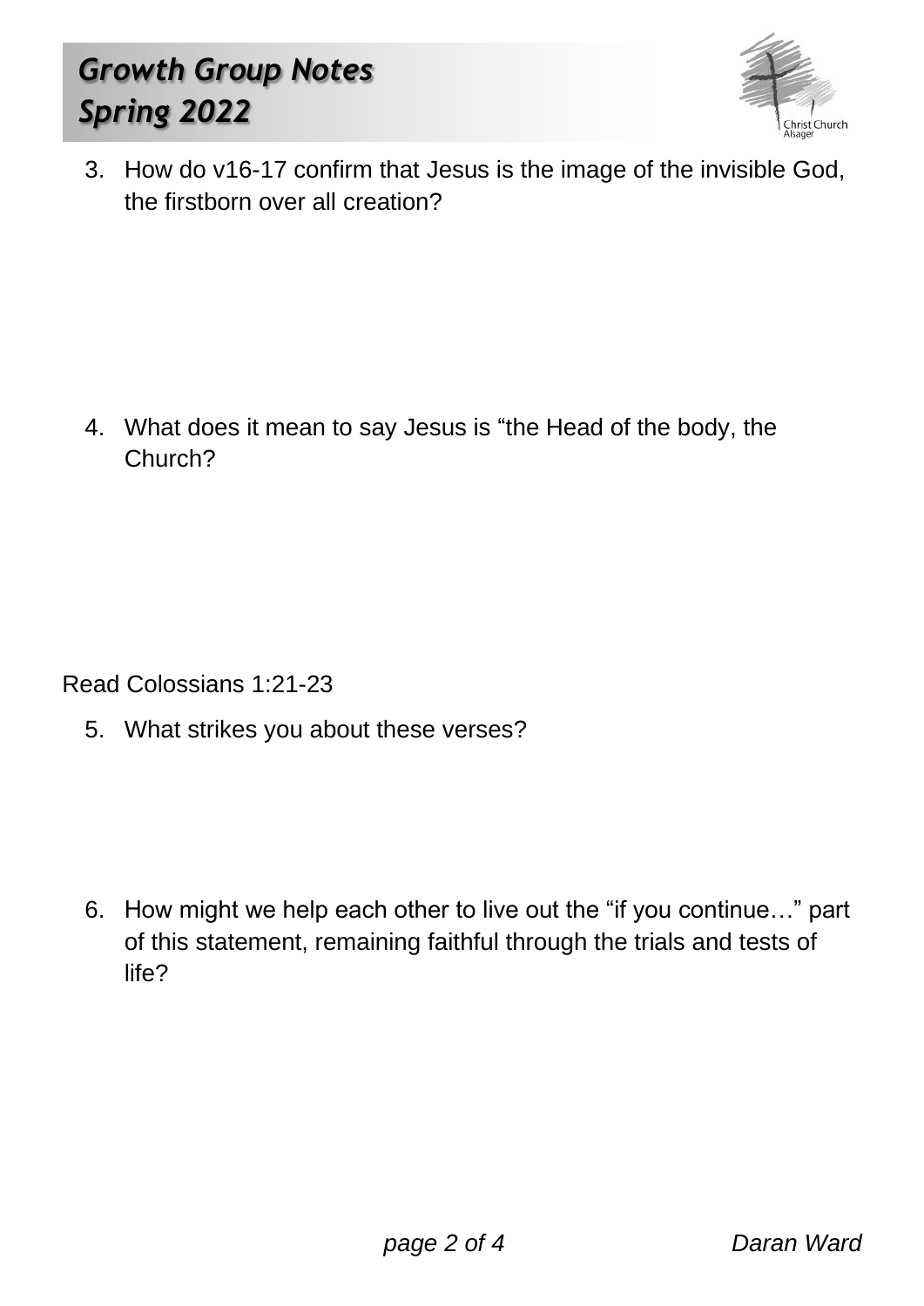3. How do v16-17 confirm that Jesus is the image of the invisible God, the firstborn over all creation?

4. What does it mean to say Jesus is “the Head of the body, the Church?

Read Colossians 1:21-23

5. What strikes you about these verses?

6. How might we help each other to live out the “if you continue…” part of this statement, remaining faithful through the trials and tests of life?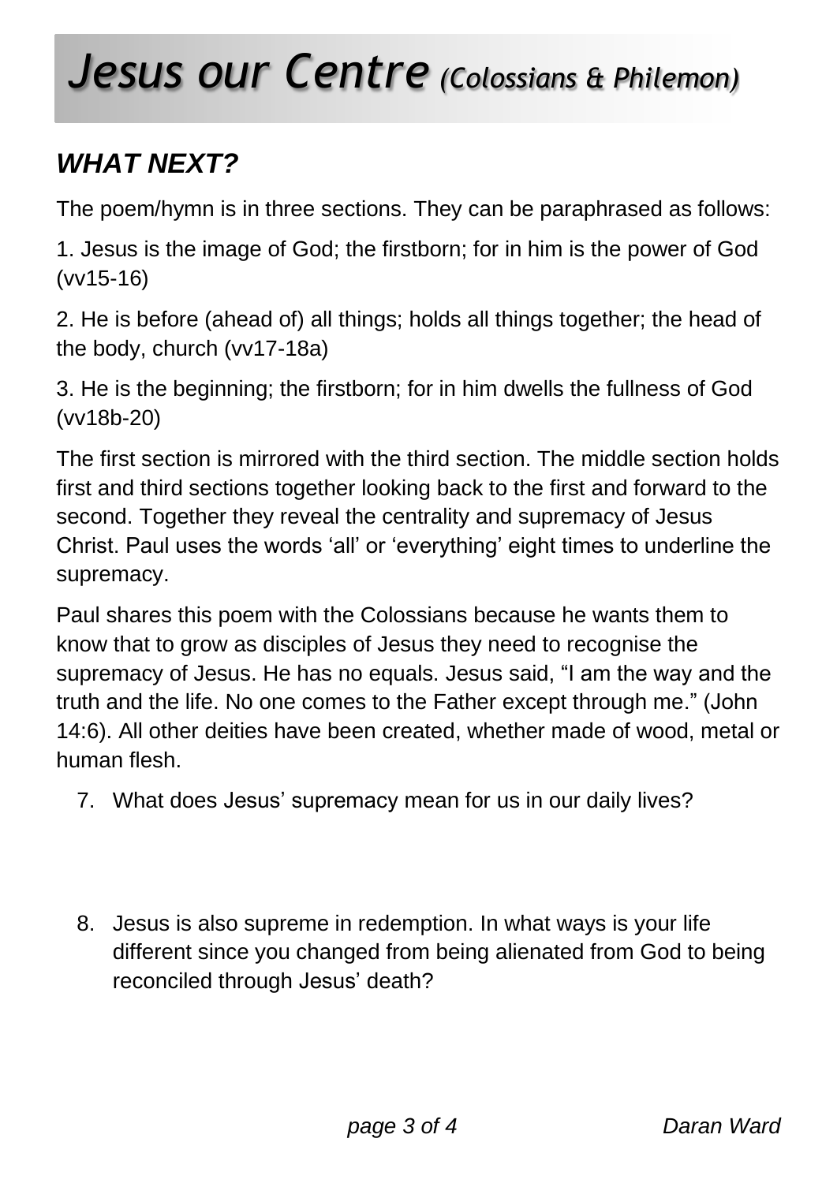# *Jesus our Centre* *(Colossians & Philemon)*

## *WHAT NEXT?*

The poem/hymn is in three sections. They can be paraphrased as follows:

1. Jesus is the image of God; the firstborn; for in him is the power of God (vv15-16)

2. He is before (ahead of) all things; holds all things together; the head of the body, church (vv17-18a)

3. He is the beginning; the firstborn; for in him dwells the fullness of God (vv18b-20)

The first section is mirrored with the third section. The middle section holds first and third sections together looking back to the first and forward to the second. Together they reveal the centrality and supremacy of Jesus Christ. Paul uses the words 'all' or 'everything' eight times to underline the supremacy.

Paul shares this poem with the Colossians because he wants them to know that to grow as disciples of Jesus they need to recognise the supremacy of Jesus. He has no equals. Jesus said, "I am the way and the truth and the life. No one comes to the Father except through me." (John 14:6). All other deities have been created, whether made of wood, metal or human flesh.

7. What does Jesus' supremacy mean for us in our daily lives?

8. Jesus is also supreme in redemption. In what ways is your life different since you changed from being alienated from God to being reconciled through Jesus' death?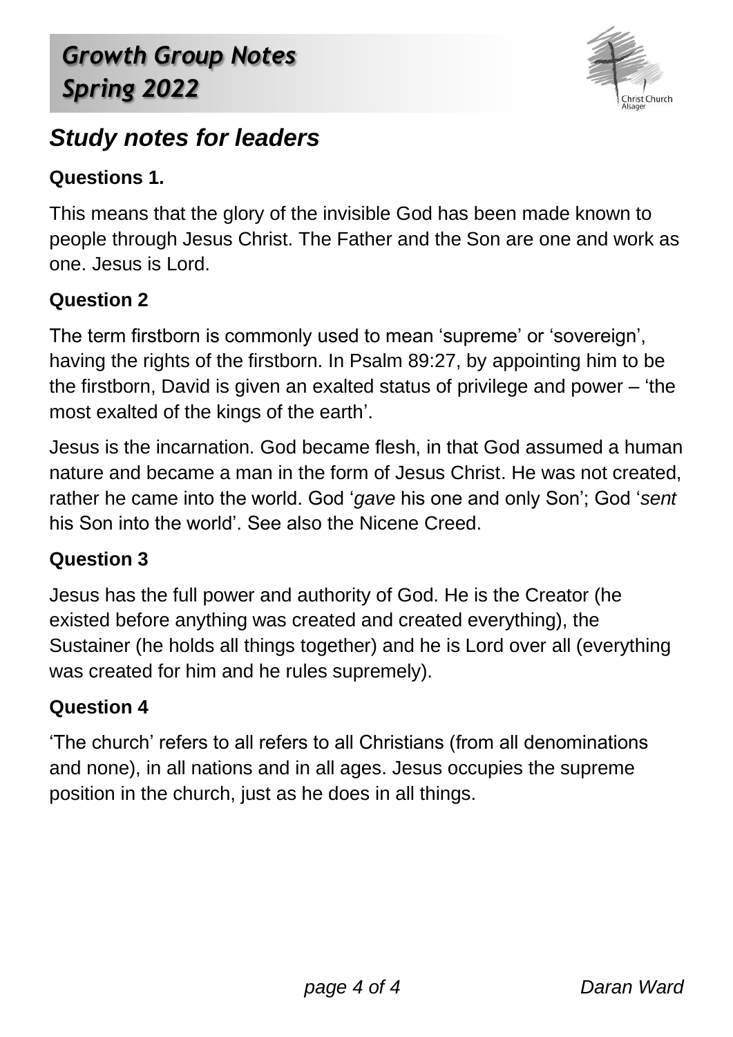# *Growth Group Notes*
# *Spring 2022*

## *Study notes for leaders*

**Questions 1.**

This means that the glory of the invisible God has been made known to people through Jesus Christ. The Father and the Son are one and work as one. Jesus is Lord.

**Question 2**

The term firstborn is commonly used to mean ‘supreme’ or ‘sovereign’, having the rights of the firstborn. In Psalm 89:27, by appointing him to be the firstborn, David is given an exalted status of privilege and power – ‘the most exalted of the kings of the earth’.

Jesus is the incarnation. God became flesh, in that God assumed a human nature and became a man in the form of Jesus Christ. He was not created, rather he came into the world. God ‘*gave* his one and only Son’; God ‘*sent* his Son into the world’. See also the Nicene Creed.

**Question 3**

Jesus has the full power and authority of God. He is the Creator (he existed before anything was created and created everything), the Sustainer (he holds all things together) and he is Lord over all (everything was created for him and he rules supremely).

**Question 4**

‘The church’ refers to all refers to all Christians (from all denominations and none), in all nations and in all ages. Jesus occupies the supreme position in the church, just as he does in all things.

*Daran Ward*